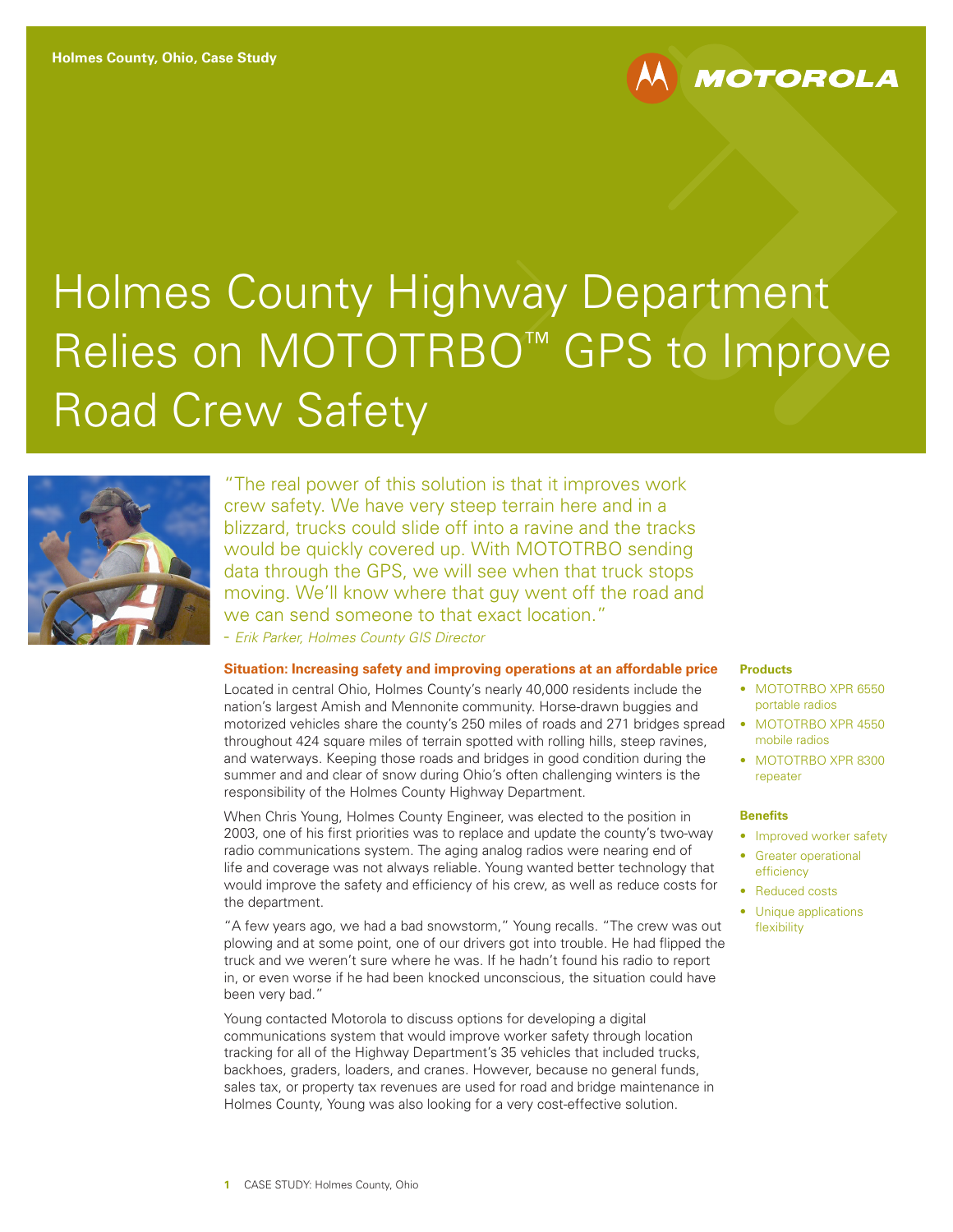Holmes County, Ohio, Case Study

# Holmes County Highway Department Relies on MOTOTRBO™ GPS to Improve Road Crew Safety

"The real power of this solution is that it improves work crew safety. We have very steep terrain here and in a blizzard, trucks could slide off into a ravine and the tracks would be quickly covered up. With MOTOTRBO sending data through the GPS, we will see when that truck stops moving. We'll know where that guy went off the road and we can send someone to that exact location."

*- Erik Parker, Holmes County GIS Director*

**Products**

- MOTOTRBO XPR 6550 portable radios
- MOTOTRBO XPR 4550 mobile radios
- MOTOTRBO XPR 8300 repeater

**Benefits**

- Improved worker safety
- Greater operational efficiency
- Reduced costs
- Unique applications flexibility

### Situation: Increasing safety and improving operations at an affordable price

Located in central Ohio, Holmes County's nearly 40,000 residents include the nation's largest Amish and Mennonite community. Horse-drawn buggies and motorized vehicles share the county's 250 miles of roads and 271 bridges spread throughout 424 square miles of terrain spotted with rolling hills, steep ravines, and waterways. Keeping those roads and bridges in good condition during the summer and and clear of snow during Ohio's often challenging winters is the responsibility of the Holmes County Highway Department.

When Chris Young, Holmes County Engineer, was elected to the position in 2003, one of his first priorities was to replace and update the county's two-way radio communications system. The aging analog radios were nearing end of life and coverage was not always reliable. Young wanted better technology that would improve the safety and efficiency of his crew, as well as reduce costs for the department.

"A few years ago, we had a bad snowstorm," Young recalls. "The crew was out plowing and at some point, one of our drivers got into trouble. He had flipped the truck and we weren't sure where he was. If he hadn't found his radio to report in, or even worse if he had been knocked unconscious, the situation could have been very bad."

Young contacted Motorola to discuss options for developing a digital communications system that would improve worker safety through location tracking for all of the Highway Department's 35 vehicles that included trucks, backhoes, graders, loaders, and cranes. However, because no general funds, sales tax, or property tax revenues are used for road and bridge maintenance in Holmes County, Young was also looking for a very cost-effective solution.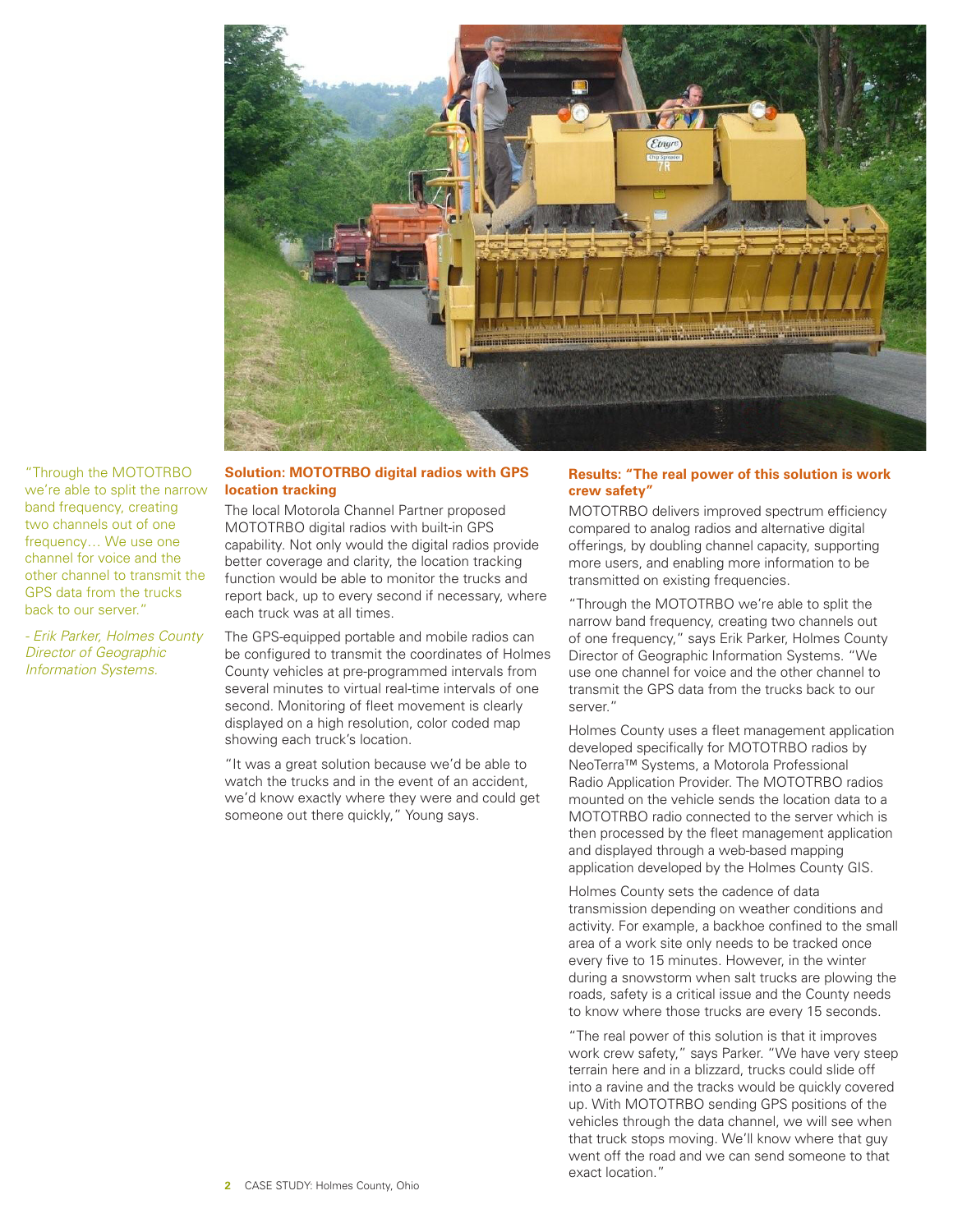"Through the MOTOTRBO we're able to split the narrow band frequency, creating two channels out of one frequency… We use one channel for voice and the other channel to transmit the GPS data from the trucks back to our server."

*- Erik Parker, Holmes County Director of Geographic Information Systems.*

## Solution: MOTOTRBO digital radios with GPS location tracking

The local Motorola Channel Partner proposed MOTOTRBO digital radios with built-in GPS capability. Not only would the digital radios provide better coverage and clarity, the location tracking function would be able to monitor the trucks and report back, up to every second if necessary, where each truck was at all times.

The GPS-equipped portable and mobile radios can be configured to transmit the coordinates of Holmes County vehicles at pre-programmed intervals from several minutes to virtual real-time intervals of one second. Monitoring of fleet movement is clearly displayed on a high resolution, color coded map showing each truck's location.

"It was a great solution because we'd be able to watch the trucks and in the event of an accident, we'd know exactly where they were and could get someone out there quickly," Young says.

## Results: "The real power of this solution is work crew safety"

MOTOTRBO delivers improved spectrum efficiency compared to analog radios and alternative digital offerings, by doubling channel capacity, supporting more users, and enabling more information to be transmitted on existing frequencies.

"Through the MOTOTRBO we're able to split the narrow band frequency, creating two channels out of one frequency," says Erik Parker, Holmes County Director of Geographic Information Systems. "We use one channel for voice and the other channel to transmit the GPS data from the trucks back to our server."

Holmes County uses a fleet management application developed specifically for MOTOTRBO radios by NeoTerra™ Systems, a Motorola Professional Radio Application Provider. The MOTOTRBO radios mounted on the vehicle sends the location data to a MOTOTRBO radio connected to the server which is then processed by the fleet management application and displayed through a web-based mapping application developed by the Holmes County GIS.

Holmes County sets the cadence of data transmission depending on weather conditions and activity. For example, a backhoe confined to the small area of a work site only needs to be tracked once every five to 15 minutes. However, in the winter during a snowstorm when salt trucks are plowing the roads, safety is a critical issue and the County needs to know where those trucks are every 15 seconds.

"The real power of this solution is that it improves work crew safety," says Parker. "We have very steep terrain here and in a blizzard, trucks could slide off into a ravine and the tracks would be quickly covered up. With MOTOTRBO sending GPS positions of the vehicles through the data channel, we will see when that truck stops moving. We'll know where that guy went off the road and we can send someone to that exact location."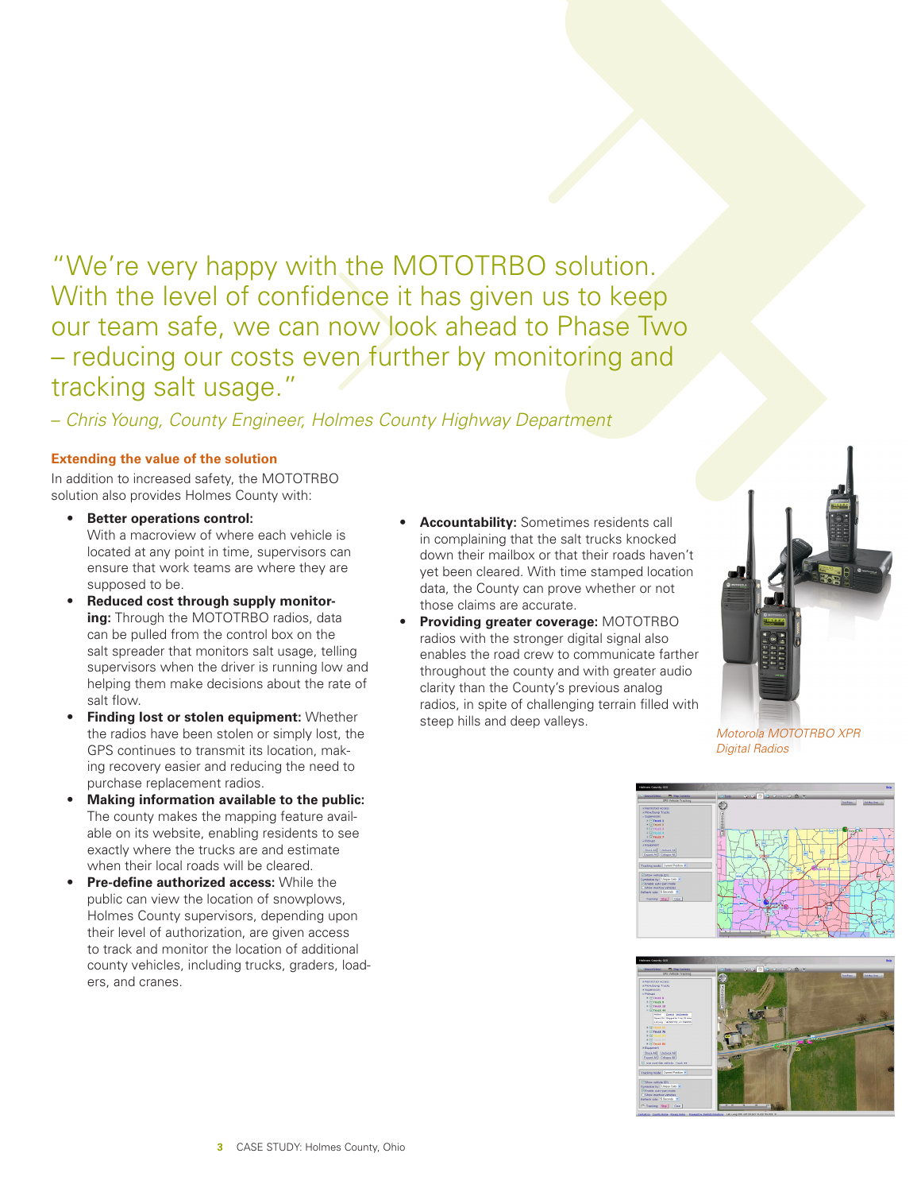"We're very happy with the MOTOTRBO solution. With the level of confidence it has given us to keep our team safe, we can now look ahead to Phase Two – reducing our costs even further by monitoring and tracking salt usage."

*– Chris Young, County Engineer, Holmes County Highway Department*

## Extending the value of the solution

In addition to increased safety, the MOTOTRBO solution also provides Holmes County with:

- **Better operations control:** With a macroview of where each vehicle is located at any point in time, supervisors can ensure that work teams are where they are supposed to be.
- **Reduced cost through supply monitoring:** Through the MOTOTRBO radios, data can be pulled from the control box on the salt spreader that monitors salt usage, telling supervisors when the driver is running low and helping them make decisions about the rate of salt flow.
- **Finding lost or stolen equipment:** Whether the radios have been stolen or simply lost, the GPS continues to transmit its location, making recovery easier and reducing the need to purchase replacement radios.
- **Making information available to the public:** The county makes the mapping feature available on its website, enabling residents to see exactly where the trucks are and estimate when their local roads will be cleared.
- **Pre-define authorized access:** While the public can view the location of snowplows, Holmes County supervisors, depending upon their level of authorization, are given access to track and monitor the location of additional county vehicles, including trucks, graders, loaders, and cranes.
- **Accountability:** Sometimes residents call in complaining that the salt trucks knocked down their mailbox or that their roads haven't yet been cleared. With time stamped location data, the County can prove whether or not those claims are accurate.
- **Providing greater coverage:** MOTOTRBO radios with the stronger digital signal also enables the road crew to communicate farther throughout the county and with greater audio clarity than the County's previous analog radios, in spite of challenging terrain filled with steep hills and deep valleys.

*Motorola MOTOTRBO XPR Digital Radios*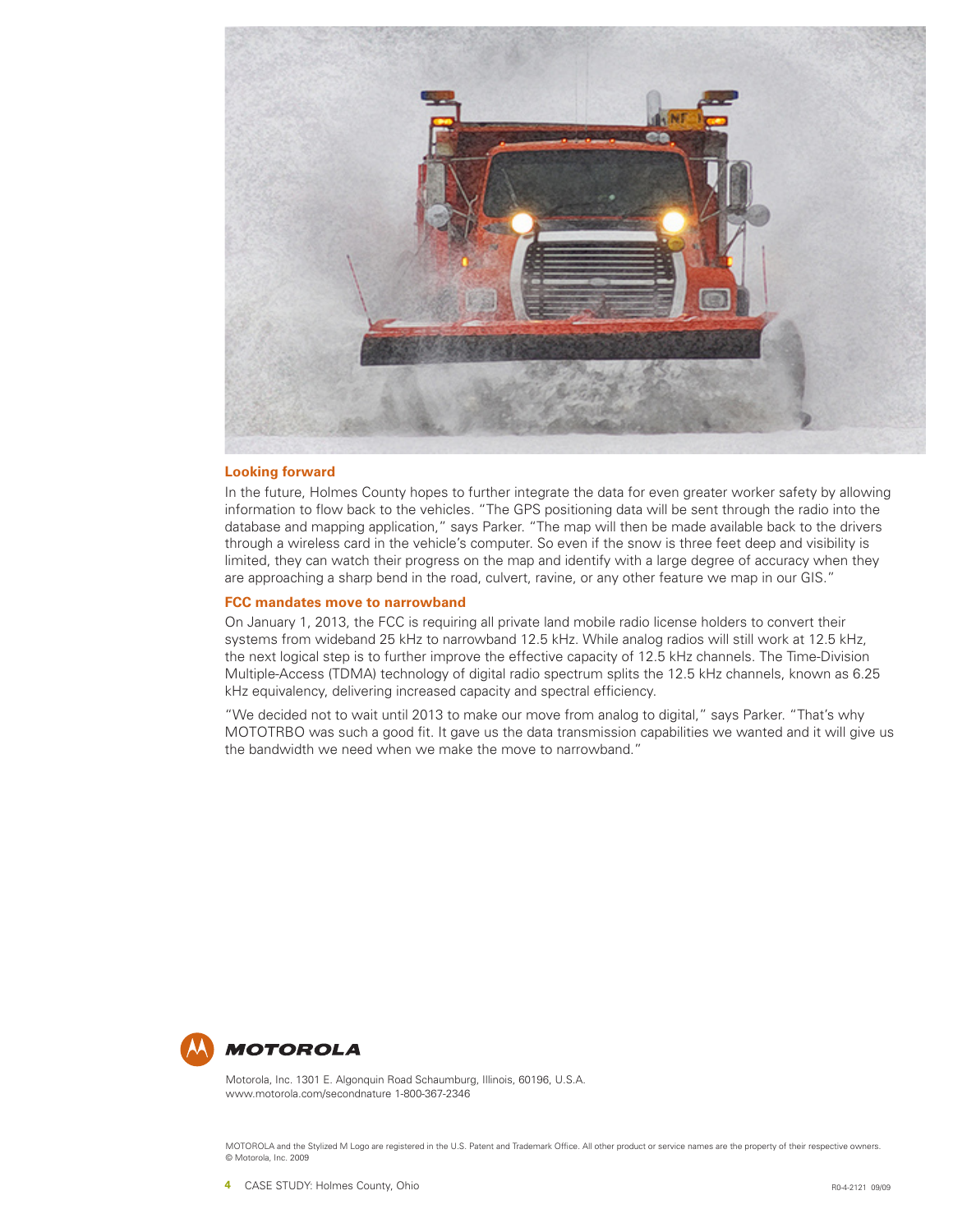## Looking forward

In the future, Holmes County hopes to further integrate the data for even greater worker safety by allowing information to flow back to the vehicles. "The GPS positioning data will be sent through the radio into the database and mapping application," says Parker. "The map will then be made available back to the drivers through a wireless card in the vehicle's computer. So even if the snow is three feet deep and visibility is limited, they can watch their progress on the map and identify with a large degree of accuracy when they are approaching a sharp bend in the road, culvert, ravine, or any other feature we map in our GIS."

## FCC mandates move to narrowband

On January 1, 2013, the FCC is requiring all private land mobile radio license holders to convert their systems from wideband 25 kHz to narrowband 12.5 kHz. While analog radios will still work at 12.5 kHz, the next logical step is to further improve the effective capacity of 12.5 kHz channels. The Time-Division Multiple-Access (TDMA) technology of digital radio spectrum splits the 12.5 kHz channels, known as 6.25 kHz equivalency, delivering increased capacity and spectral efficiency.

"We decided not to wait until 2013 to make our move from analog to digital," says Parker. "That's why MOTOTRBO was such a good fit. It gave us the data transmission capabilities we wanted and it will give us the bandwidth we need when we make the move to narrowband."

**MOTOROLA**

Motorola, Inc. 1301 E. Algonquin Road Schaumburg, Illinois, 60196, U.S.A.
www.motorola.com/secondnature 1-800-367-2346

MOTOROLA and the Stylized M Logo are registered in the U.S. Patent and Trademark Office. All other product or service names are the property of their respective owners.
© Motorola, Inc. 2009

R0-4-2121 09/09